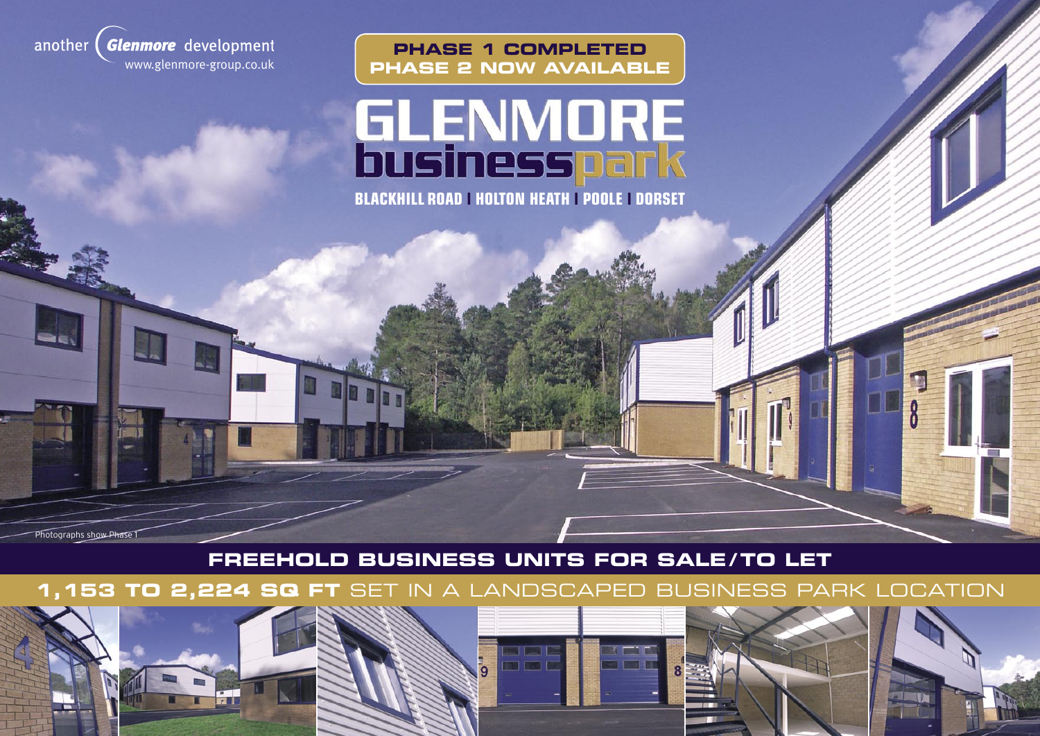another Glenmore development
www.glenmore-group.co.uk

**PHASE 1 COMPLETED**
**PHASE 2 NOW AVAILABLE**

# GLENMORE businesspark

## BLACKHILL ROAD | HOLTON HEATH | POOLE | DORSET

Photographs show Phase 1

## FREEHOLD BUSINESS UNITS FOR SALE/TO LET

**1,153 TO 2,224 SQ FT** SET IN A LANDSCAPED BUSINESS PARK LOCATION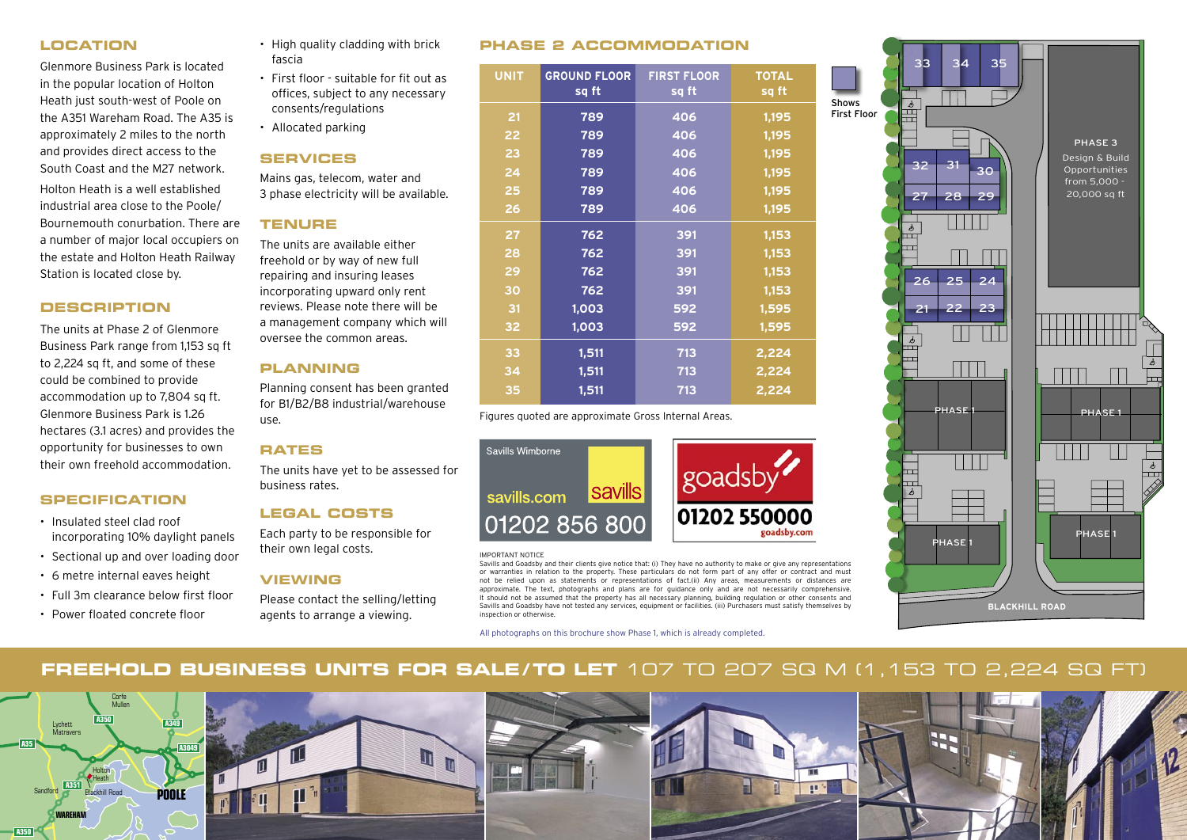## LOCATION

Glenmore Business Park is located in the popular location of Holton Heath just south-west of Poole on the A351 Wareham Road. The A35 is approximately 2 miles to the north and provides direct access to the South Coast and the M27 network.

Holton Heath is a well established industrial area close to the Poole/Bournemouth conurbation. There are a number of major local occupiers on the estate and Holton Heath Railway Station is located close by.

## DESCRIPTION

The units at Phase 2 of Glenmore Business Park range from 1,153 sq ft to 2,224 sq ft, and some of these could be combined to provide accommodation up to 7,804 sq ft. Glenmore Business Park is 1.26 hectares (3.1 acres) and provides the opportunity for businesses to own their own freehold accommodation.

## SPECIFICATION

- Insulated steel clad roof incorporating 10% daylight panels
- Sectional up and over loading door
- 6 metre internal eaves height
- Full 3m clearance below first floor
- Power floated concrete floor
- High quality cladding with brick fascia
- First floor - suitable for fit out as offices, subject to any necessary consents/regulations
- Allocated parking

## SERVICES

Mains gas, telecom, water and 3 phase electricity will be available.

## TENURE

The units are available either freehold or by way of new full repairing and insuring leases incorporating upward only rent reviews. Please note there will be a management company which will oversee the common areas.

## PLANNING

Planning consent has been granted for B1/B2/B8 industrial/warehouse use.

## RATES

The units have yet to be assessed for business rates.

## LEGAL COSTS

Each party to be responsible for their own legal costs.

## VIEWING

Please contact the selling/letting agents to arrange a viewing.

## PHASE 2 ACCOMMODATION

| UNIT | GROUND FLOOR sq ft | FIRST FLOOR sq ft | TOTAL sq ft |
|---|---|---|---|
| 21 | 789 | 406 | 1,195 |
| 22 | 789 | 406 | 1,195 |
| 23 | 789 | 406 | 1,195 |
| 24 | 789 | 406 | 1,195 |
| 25 | 789 | 406 | 1,195 |
| 26 | 789 | 406 | 1,195 |
| 27 | 762 | 391 | 1,153 |
| 28 | 762 | 391 | 1,153 |
| 29 | 762 | 391 | 1,153 |
| 30 | 762 | 391 | 1,153 |
| 31 | 1,003 | 592 | 1,595 |
| 32 | 1,003 | 592 | 1,595 |
| 33 | 1,511 | 713 | 2,224 |
| 34 | 1,511 | 713 | 2,224 |
| 35 | 1,511 | 713 | 2,224 |

Figures quoted are approximate Gross Internal Areas.

Savills Wimborne
savills.com
savills
01202 856 800

goadsby
01202 550000
goadsby.com

IMPORTANT NOTICE
Savills and Goadsby and their clients give notice that: (i) They have no authority to make or give any representations or warranties in relation to the property. These particulars do not form part of any offer or contract and must not be relied upon as statements or representations of fact.(ii) Any areas, measurements or distances are approximate. The text, photographs and plans are for guidance only and are not necessarily comprehensive. It should not be assumed that the property has all necessary planning, building regulation or other consents and Savills and Goadsby have not tested any services, equipment or facilities. (iii) Purchasers must satisfy themselves by inspection or otherwise.

All photographs on this brochure show Phase 1, which is already completed.

Shows First Floor

33 34 35
32 31 30
27 28 29
26 25 24
21 22 23
PHASE 3
Design & Build Opportunities from 5,000 - 20,000 sq ft
PHASE 1
PHASE 1
PHASE 1
PHASE 1
BLACKHILL ROAD

## FREEHOLD BUSINESS UNITS FOR SALE/TO LET 107 TO 207 SQ M (1,153 TO 2,224 SQ FT)

Corfe Mullen
Lychett Matravers
A350
A349
A35
A3049
Holton Heath
A351
Sandford
Blackhill Road
POOLE
WAREHAM
A350